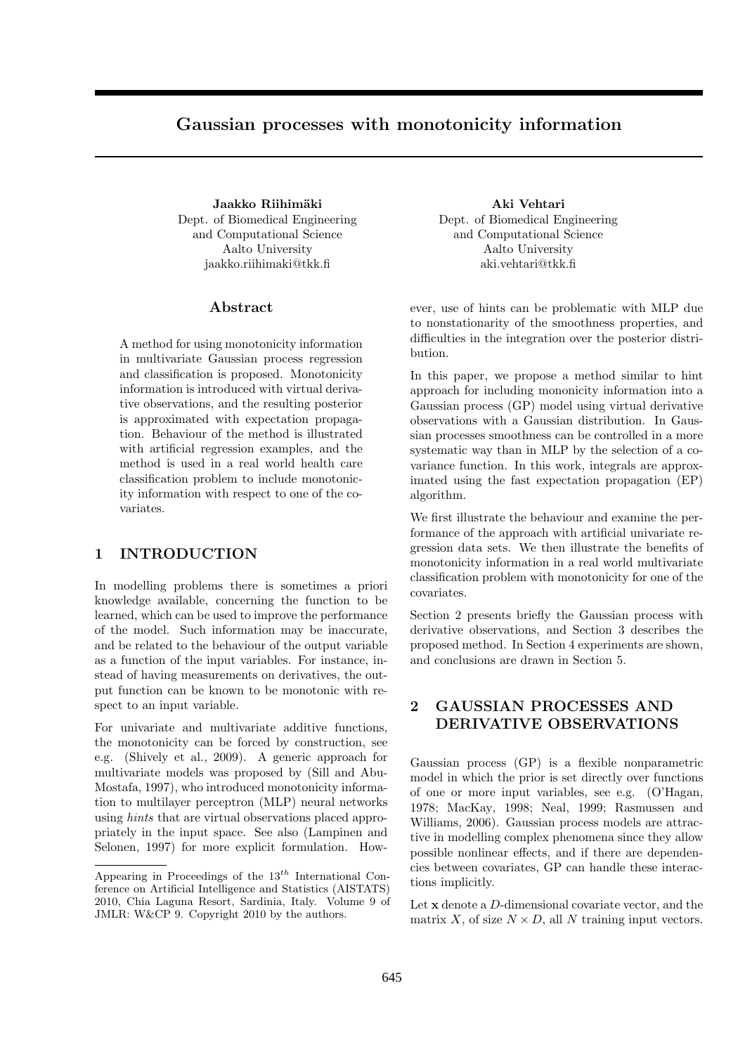# Gaussian processes with monotonicity information

**Jaakko Riihimäki**
Dept. of Biomedical Engineering
and Computational Science
Aalto University
jaakko.riihimaki@tkk.fi

**Aki Vehtari**
Dept. of Biomedical Engineering
and Computational Science
Aalto University
aki.vehtari@tkk.fi

## Abstract

A method for using monotonicity information in multivariate Gaussian process regression and classification is proposed. Monotonicity information is introduced with virtual derivative observations, and the resulting posterior is approximated with expectation propagation. Behaviour of the method is illustrated with artificial regression examples, and the method is used in a real world health care classification problem to include monotonicity information with respect to one of the covariates.

## 1 INTRODUCTION

In modelling problems there is sometimes a priori knowledge available, concerning the function to be learned, which can be used to improve the performance of the model. Such information may be inaccurate, and be related to the behaviour of the output variable as a function of the input variables. For instance, instead of having measurements on derivatives, the output function can be known to be monotonic with respect to an input variable.

For univariate and multivariate additive functions, the monotonicity can be forced by construction, see e.g. (Shively et al., 2009). A generic approach for multivariate models was proposed by (Sill and Abu-Mostafa, 1997), who introduced monotonicity information to multilayer perceptron (MLP) neural networks using *hints* that are virtual observations placed appropriately in the input space. See also (Lampinen and Selonen, 1997) for more explicit formulation. However, use of hints can be problematic with MLP due to nonstationarity of the smoothness properties, and difficulties in the integration over the posterior distribution.

In this paper, we propose a method similar to hint approach for including mononicity information into a Gaussian process (GP) model using virtual derivative observations with a Gaussian distribution. In Gaussian processes smoothness can be controlled in a more systematic way than in MLP by the selection of a covariance function. In this work, integrals are approximated using the fast expectation propagation (EP) algorithm.

We first illustrate the behaviour and examine the performance of the approach with artificial univariate regression data sets. We then illustrate the benefits of monotonicity information in a real world multivariate classification problem with monotonicity for one of the covariates.

Section 2 presents briefly the Gaussian process with derivative observations, and Section 3 describes the proposed method. In Section 4 experiments are shown, and conclusions are drawn in Section 5.

## 2 GAUSSIAN PROCESSES AND DERIVATIVE OBSERVATIONS

Gaussian process (GP) is a flexible nonparametric model in which the prior is set directly over functions of one or more input variables, see e.g. (O'Hagan, 1978; MacKay, 1998; Neal, 1999; Rasmussen and Williams, 2006). Gaussian process models are attractive in modelling complex phenomena since they allow possible nonlinear effects, and if there are dependencies between covariates, GP can handle these interactions implicitly.

Let $\mathbf{x}$ denote a $D$-dimensional covariate vector, and the matrix $X$, of size $N \times D$, all $N$ training input vectors.

Appearing in Proceedings of the $13^{th}$ International Conference on Artificial Intelligence and Statistics (AISTATS) 2010, Chia Laguna Resort, Sardinia, Italy. Volume 9 of JMLR: W&CP 9. Copyright 2010 by the authors.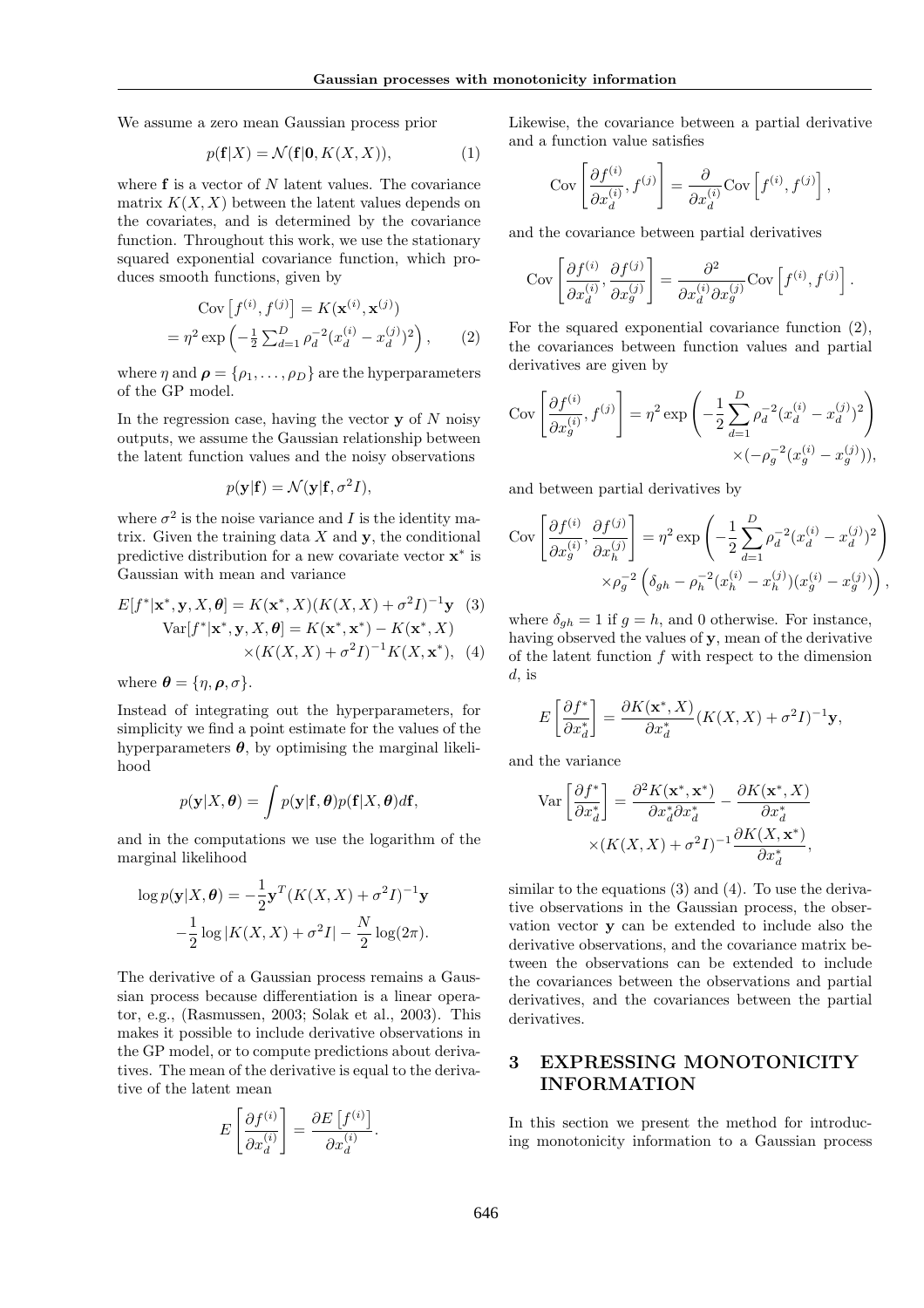We assume a zero mean Gaussian process prior

$$p(\mathbf{f}|X) = \mathcal{N}(\mathbf{f}|\mathbf{0}, K(X, X)), \tag{1}$$

where $\mathbf{f}$ is a vector of $N$ latent values. The covariance matrix $K(X, X)$ between the latent values depends on the covariates, and is determined by the covariance function. Throughout this work, we use the stationary squared exponential covariance function, which produces smooth functions, given by

$$\begin{aligned}
&\mathrm{Cov}\left[f^{(i)}, f^{(j)}\right] = K(\mathbf{x}^{(i)}, \mathbf{x}^{(j)}) \\
&= \eta^2 \exp\left(-\tfrac{1}{2}\textstyle\sum_{d=1}^{D} \rho_d^{-2}(x_d^{(i)} - x_d^{(j)})^2\right),
\end{aligned} \tag{2}$$

where $\eta$ and $\boldsymbol{\rho} = \{\rho_1, \ldots, \rho_D\}$ are the hyperparameters of the GP model.

In the regression case, having the vector $\mathbf{y}$ of $N$ noisy outputs, we assume the Gaussian relationship between the latent function values and the noisy observations

$$p(\mathbf{y}|\mathbf{f}) = \mathcal{N}(\mathbf{y}|\mathbf{f}, \sigma^2 I),$$

where $\sigma^2$ is the noise variance and $I$ is the identity matrix. Given the training data $X$ and $\mathbf{y}$, the conditional predictive distribution for a new covariate vector $\mathbf{x}^*$ is Gaussian with mean and variance

$$E[f^*|\mathbf{x}^*, \mathbf{y}, X, \boldsymbol{\theta}] = K(\mathbf{x}^*, X)(K(X, X) + \sigma^2 I)^{-1}\mathbf{y} \tag{3}$$

$$\begin{aligned}
\mathrm{Var}[f^*|\mathbf{x}^*, \mathbf{y}, X, \boldsymbol{\theta}] &= K(\mathbf{x}^*, \mathbf{x}^*) - K(\mathbf{x}^*, X) \\
&\times (K(X, X) + \sigma^2 I)^{-1} K(X, \mathbf{x}^*),
\end{aligned} \tag{4}$$

where $\boldsymbol{\theta} = \{\eta, \boldsymbol{\rho}, \sigma\}$.

Instead of integrating out the hyperparameters, for simplicity we find a point estimate for the values of the hyperparameters $\boldsymbol{\theta}$, by optimising the marginal likelihood

$$p(\mathbf{y}|X, \boldsymbol{\theta}) = \int p(\mathbf{y}|\mathbf{f}, \boldsymbol{\theta}) p(\mathbf{f}|X, \boldsymbol{\theta}) d\mathbf{f},$$

and in the computations we use the logarithm of the marginal likelihood

$$\begin{aligned}
\log p(\mathbf{y}|X, \boldsymbol{\theta}) &= -\frac{1}{2}\mathbf{y}^T(K(X, X) + \sigma^2 I)^{-1}\mathbf{y} \\
&- \frac{1}{2}\log|K(X, X) + \sigma^2 I| - \frac{N}{2}\log(2\pi).
\end{aligned}$$

The derivative of a Gaussian process remains a Gaussian process because differentiation is a linear operator, e.g., (Rasmussen, 2003; Solak et al., 2003). This makes it possible to include derivative observations in the GP model, or to compute predictions about derivatives. The mean of the derivative is equal to the derivative of the latent mean

$$E\left[\frac{\partial f^{(i)}}{\partial x_d^{(i)}}\right] = \frac{\partial E\left[f^{(i)}\right]}{\partial x_d^{(i)}}.$$

Likewise, the covariance between a partial derivative and a function value satisfies

$$\mathrm{Cov}\left[\frac{\partial f^{(i)}}{\partial x_d^{(i)}}, f^{(j)}\right] = \frac{\partial}{\partial x_d^{(i)}} \mathrm{Cov}\left[f^{(i)}, f^{(j)}\right],$$

and the covariance between partial derivatives

$$\mathrm{Cov}\left[\frac{\partial f^{(i)}}{\partial x_d^{(i)}}, \frac{\partial f^{(j)}}{\partial x_g^{(j)}}\right] = \frac{\partial^2}{\partial x_d^{(i)} \partial x_g^{(j)}} \mathrm{Cov}\left[f^{(i)}, f^{(j)}\right].$$

For the squared exponential covariance function (2), the covariances between function values and partial derivatives are given by

$$\begin{aligned}
\mathrm{Cov}\left[\frac{\partial f^{(i)}}{\partial x_g^{(i)}}, f^{(j)}\right] &= \eta^2 \exp\left(-\frac{1}{2}\sum_{d=1}^{D} \rho_d^{-2}(x_d^{(i)} - x_d^{(j)})^2\right) \\
&\times (-\rho_g^{-2}(x_g^{(i)} - x_g^{(j)})),
\end{aligned}$$

and between partial derivatives by

$$\begin{aligned}
\mathrm{Cov}\left[\frac{\partial f^{(i)}}{\partial x_g^{(i)}}, \frac{\partial f^{(j)}}{\partial x_h^{(j)}}\right] &= \eta^2 \exp\left(-\frac{1}{2}\sum_{d=1}^{D} \rho_d^{-2}(x_d^{(i)} - x_d^{(j)})^2\right) \\
&\times \rho_g^{-2}\left(\delta_{gh} - \rho_h^{-2}(x_h^{(i)} - x_h^{(j)})(x_g^{(i)} - x_g^{(j)})\right),
\end{aligned}$$

where $\delta_{gh} = 1$ if $g = h$, and 0 otherwise. For instance, having observed the values of $\mathbf{y}$, mean of the derivative of the latent function $f$ with respect to the dimension $d$, is

$$E\left[\frac{\partial f^*}{\partial x_d^*}\right] = \frac{\partial K(\mathbf{x}^*, X)}{\partial x_d^*}(K(X, X) + \sigma^2 I)^{-1}\mathbf{y},$$

and the variance

$$\begin{aligned}
\mathrm{Var}\left[\frac{\partial f^*}{\partial x_d^*}\right] &= \frac{\partial^2 K(\mathbf{x}^*, \mathbf{x}^*)}{\partial x_d^* \partial x_d^*} - \frac{\partial K(\mathbf{x}^*, X)}{\partial x_d^*} \\
&\times (K(X, X) + \sigma^2 I)^{-1} \frac{\partial K(X, \mathbf{x}^*)}{\partial x_d^*},
\end{aligned}$$

similar to the equations (3) and (4). To use the derivative observations in the Gaussian process, the observation vector $\mathbf{y}$ can be extended to include also the derivative observations, and the covariance matrix between the observations can be extended to include the covariances between the observations and partial derivatives, and the covariances between the partial derivatives.

## 3 EXPRESSING MONOTONICITY INFORMATION

In this section we present the method for introducing monotonicity information to a Gaussian process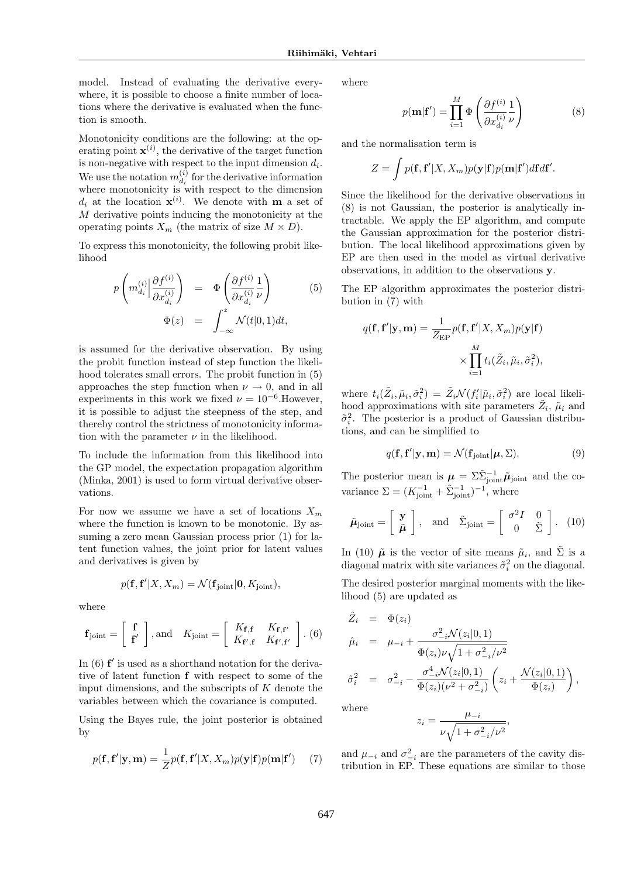model. Instead of evaluating the derivative everywhere, it is possible to choose a finite number of locations where the derivative is evaluated when the function is smooth.

Monotonicity conditions are the following: at the operating point $\mathbf{x}^{(i)}$, the derivative of the target function is non-negative with respect to the input dimension $d_i$. We use the notation $m_{d_i}^{(i)}$ for the derivative information where monotonicity is with respect to the dimension $d_i$ at the location $\mathbf{x}^{(i)}$. We denote with $\mathbf{m}$ a set of $M$ derivative points inducing the monotonicity at the operating points $X_m$ (the matrix of size $M \times D$).

To express this monotonicity, the following probit likelihood

$$
\begin{aligned}
p\left(m_{d_i}^{(i)} \Big| \frac{\partial f^{(i)}}{\partial x_{d_i}^{(i)}}\right) &= \Phi\left(\frac{\partial f^{(i)}}{\partial x_{d_i}^{(i)}} \frac{1}{\nu}\right) \qquad (5) \\
\Phi(z) &= \int_{-\infty}^{z} \mathcal{N}(t|0,1)dt,
\end{aligned}
$$

is assumed for the derivative observation. By using the probit function instead of step function the likelihood tolerates small errors. The probit function in (5) approaches the step function when $\nu \to 0$, and in all experiments in this work we fixed $\nu = 10^{-6}$.However, it is possible to adjust the steepness of the step, and thereby control the strictness of monotonicity information with the parameter $\nu$ in the likelihood.

To include the information from this likelihood into the GP model, the expectation propagation algorithm (Minka, 2001) is used to form virtual derivative observations.

For now we assume we have a set of locations $X_m$ where the function is known to be monotonic. By assuming a zero mean Gaussian process prior (1) for latent function values, the joint prior for latent values and derivatives is given by

$$
p(\mathbf{f}, \mathbf{f}'|X, X_m) = \mathcal{N}(\mathbf{f}_{\text{joint}}|\mathbf{0}, K_{\text{joint}}),
$$

where

$$
\mathbf{f}_{\text{joint}} = \begin{bmatrix} \mathbf{f} \\ \mathbf{f}' \end{bmatrix}, \text{and} \quad K_{\text{joint}} = \begin{bmatrix} K_{\mathbf{f},\mathbf{f}} & K_{\mathbf{f},\mathbf{f}'} \\ K_{\mathbf{f}',\mathbf{f}} & K_{\mathbf{f}',\mathbf{f}'} \end{bmatrix}. \quad (6)
$$

In (6) $\mathbf{f}'$ is used as a shorthand notation for the derivative of latent function $\mathbf{f}$ with respect to some of the input dimensions, and the subscripts of $K$ denote the variables between which the covariance is computed.

Using the Bayes rule, the joint posterior is obtained by

$$
p(\mathbf{f}, \mathbf{f}'|\mathbf{y}, \mathbf{m}) = \frac{1}{Z} p(\mathbf{f}, \mathbf{f}'|X, X_m) p(\mathbf{y}|\mathbf{f}) p(\mathbf{m}|\mathbf{f}') \quad (7)
$$

where

$$
p(\mathbf{m}|\mathbf{f}') = \prod_{i=1}^{M} \Phi\left(\frac{\partial f^{(i)}}{\partial x_{d_i}^{(i)}} \frac{1}{\nu}\right) \quad (8)
$$

and the normalisation term is

$$
Z = \int p(\mathbf{f}, \mathbf{f}'|X, X_m) p(\mathbf{y}|\mathbf{f}) p(\mathbf{m}|\mathbf{f}') d\mathbf{f} d\mathbf{f}'.
$$

Since the likelihood for the derivative observations in (8) is not Gaussian, the posterior is analytically intractable. We apply the EP algorithm, and compute the Gaussian approximation for the posterior distribution. The local likelihood approximations given by EP are then used in the model as virtual derivative observations, in addition to the observations $\mathbf{y}$.

The EP algorithm approximates the posterior distribution in (7) with

$$
\begin{aligned}
q(\mathbf{f}, \mathbf{f}'|\mathbf{y}, \mathbf{m}) = \frac{1}{Z_{\text{EP}}} & p(\mathbf{f}, \mathbf{f}'|X, X_m) p(\mathbf{y}|\mathbf{f}) \\
& \times \prod_{i=1}^{M} t_i(\tilde{Z}_i, \tilde{\mu}_i, \tilde{\sigma}_i^2),
\end{aligned}
$$

where $t_i(\tilde{Z}_i, \tilde{\mu}_i, \tilde{\sigma}_i^2) = \tilde{Z}_i \mathcal{N}(f_i'|\tilde{\mu}_i, \tilde{\sigma}_i^2)$ are local likelihood approximations with site parameters $\tilde{Z}_i$, $\tilde{\mu}_i$ and $\tilde{\sigma}_i^2$. The posterior is a product of Gaussian distributions, and can be simplified to

$$
q(\mathbf{f}, \mathbf{f}'|\mathbf{y}, \mathbf{m}) = \mathcal{N}(\mathbf{f}_{\text{joint}}|\boldsymbol{\mu}, \Sigma). \quad (9)
$$

The posterior mean is $\boldsymbol{\mu} = \Sigma \tilde{\Sigma}_{\text{joint}}^{-1} \tilde{\boldsymbol{\mu}}_{\text{joint}}$ and the covariance $\Sigma = (K_{\text{joint}}^{-1} + \tilde{\Sigma}_{\text{joint}}^{-1})^{-1}$, where

$$
\tilde{\boldsymbol{\mu}}_{\text{joint}} = \begin{bmatrix} \mathbf{y} \\ \tilde{\boldsymbol{\mu}} \end{bmatrix}, \quad \text{and} \quad \tilde{\Sigma}_{\text{joint}} = \begin{bmatrix} \sigma^2 I & 0 \\ 0 & \tilde{\Sigma} \end{bmatrix}. \quad (10)
$$

In (10) $\tilde{\boldsymbol{\mu}}$ is the vector of site means $\tilde{\mu}_i$, and $\tilde{\Sigma}$ is a diagonal matrix with site variances $\tilde{\sigma}_i^2$ on the diagonal.

The desired posterior marginal moments with the likelihood (5) are updated as

$$
\begin{aligned}
\hat{Z}_i &= \Phi(z_i) \\
\hat{\mu}_i &= \mu_{-i} + \frac{\sigma_{-i}^2 \mathcal{N}(z_i|0,1)}{\Phi(z_i)\nu\sqrt{1 + \sigma_{-i}^2/\nu^2}} \\
\hat{\sigma}_i^2 &= \sigma_{-i}^2 - \frac{\sigma_{-i}^4 \mathcal{N}(z_i|0,1)}{\Phi(z_i)(\nu^2 + \sigma_{-i}^2)} \left(z_i + \frac{\mathcal{N}(z_i|0,1)}{\Phi(z_i)}\right),
\end{aligned}
$$

where

$$
z_i = \frac{\mu_{-i}}{\nu\sqrt{1 + \sigma_{-i}^2/\nu^2}},
$$

and $\mu_{-i}$ and $\sigma_{-i}^2$ are the parameters of the cavity distribution in EP. These equations are similar to those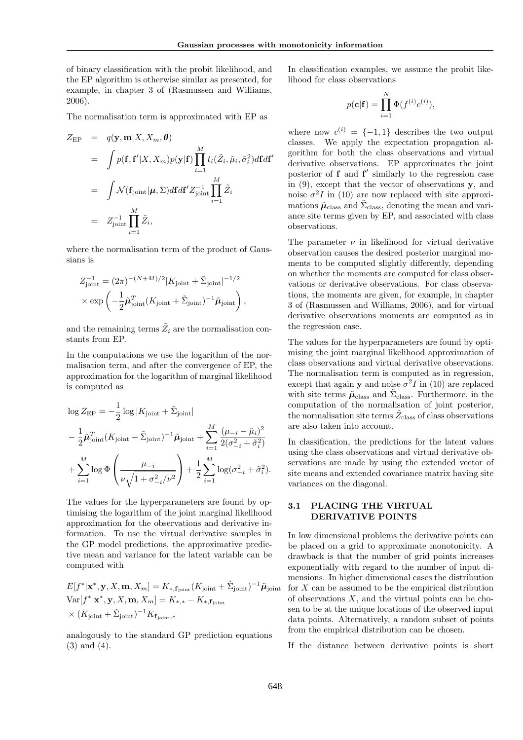of binary classification with the probit likelihood, and the EP algorithm is otherwise similar as presented, for example, in chapter 3 of (Rasmussen and Williams, 2006).

The normalisation term is approximated with EP as

$$
\begin{aligned}
Z_{\text{EP}} &= q(\mathbf{y}, \mathbf{m} | X, X_m, \boldsymbol{\theta}) \\
&= \int p(\mathbf{f}, \mathbf{f}' | X, X_m) p(\mathbf{y}|\mathbf{f}) \prod_{i=1}^{M} t_i(\tilde{Z}_i, \tilde{\mu}_i, \tilde{\sigma}_i^2) d\mathbf{f} d\mathbf{f}' \\
&= \int \mathcal{N}(\mathbf{f}_{\text{joint}} | \boldsymbol{\mu}, \Sigma) d\mathbf{f} d\mathbf{f}' Z_{\text{joint}}^{-1} \prod_{i=1}^{M} \tilde{Z}_i \\
&= Z_{\text{joint}}^{-1} \prod_{i=1}^{M} \tilde{Z}_i,
\end{aligned}
$$

where the normalisation term of the product of Gaussians is

$$
\begin{aligned}
Z_{\text{joint}}^{-1} &= (2\pi)^{-(N+M)/2} |K_{\text{joint}} + \tilde{\Sigma}_{\text{joint}}|^{-1/2} \\
&\times \exp\left( -\frac{1}{2} \tilde{\boldsymbol{\mu}}_{\text{joint}}^T (K_{\text{joint}} + \tilde{\Sigma}_{\text{joint}})^{-1} \tilde{\boldsymbol{\mu}}_{\text{joint}} \right),
\end{aligned}
$$

and the remaining terms $\tilde{Z}_i$ are the normalisation constants from EP.

In the computations we use the logarithm of the normalisation term, and after the convergence of EP, the approximation for the logarithm of marginal likelihood is computed as

$$
\begin{aligned}
\log Z_{\text{EP}} &= -\frac{1}{2} \log |K_{\text{joint}} + \tilde{\Sigma}_{\text{joint}}| \\
&- \frac{1}{2} \tilde{\boldsymbol{\mu}}_{\text{joint}}^T (K_{\text{joint}} + \tilde{\Sigma}_{\text{joint}})^{-1} \tilde{\boldsymbol{\mu}}_{\text{joint}} + \sum_{i=1}^{M} \frac{(\mu_{-i} - \tilde{\mu}_i)^2}{2(\sigma_{-i}^2 + \tilde{\sigma}_i^2)} \\
&+ \sum_{i=1}^{M} \log \Phi\left( \frac{\mu_{-i}}{\nu \sqrt{1 + \sigma_{-i}^2 / \nu^2}} \right) + \frac{1}{2} \sum_{i=1}^{M} \log(\sigma_{-i}^2 + \tilde{\sigma}_i^2).
\end{aligned}
$$

The values for the hyperparameters are found by optimising the logarithm of the joint marginal likelihood approximation for the observations and derivative information. To use the virtual derivative samples in the GP model predictions, the approximative predictive mean and variance for the latent variable can be computed with

$$
\begin{aligned}
E[f^* | \mathbf{x}^*, \mathbf{y}, X, \mathbf{m}, X_m] &= K_{*, \mathbf{f}_{\text{joint}}} (K_{\text{joint}} + \tilde{\Sigma}_{\text{joint}})^{-1} \tilde{\boldsymbol{\mu}}_{\text{joint}} \\
\text{Var}[f^* | \mathbf{x}^*, \mathbf{y}, X, \mathbf{m}, X_m] &= K_{*,*} - K_{*, \mathbf{f}_{\text{joint}}} \\
&\times (K_{\text{joint}} + \tilde{\Sigma}_{\text{joint}})^{-1} K_{\mathbf{f}_{\text{joint}}, *}
\end{aligned}
$$

analogously to the standard GP prediction equations (3) and (4).

In classification examples, we assume the probit likelihood for class observations

$$
p(\mathbf{c}|\mathbf{f}) = \prod_{i=1}^{N} \Phi(f^{(i)} c^{(i)}),
$$

where now $c^{(i)} = \{-1, 1\}$ describes the two output classes. We apply the expectation propagation algorithm for both the class observations and virtual derivative observations. EP approximates the joint posterior of $\mathbf{f}$ and $\mathbf{f}'$ similarly to the regression case in (9), except that the vector of observations $\mathbf{y}$, and noise $\sigma^2 I$ in (10) are now replaced with site approximations $\tilde{\boldsymbol{\mu}}_{\text{class}}$ and $\tilde{\Sigma}_{\text{class}}$, denoting the mean and variance site terms given by EP, and associated with class observations.

The parameter $\nu$ in likelihood for virtual derivative observation causes the desired posterior marginal moments to be computed slightly differently, depending on whether the moments are computed for class observations or derivative observations. For class observations, the moments are given, for example, in chapter 3 of (Rasmussen and Williams, 2006), and for virtual derivative observations moments are computed as in the regression case.

The values for the hyperparameters are found by optimising the joint marginal likelihood approximation of class observations and virtual derivative observations. The normalisation term is computed as in regression, except that again $\mathbf{y}$ and noise $\sigma^2 I$ in (10) are replaced with site terms $\tilde{\boldsymbol{\mu}}_{\text{class}}$ and $\tilde{\Sigma}_{\text{class}}$. Furthermore, in the computation of the normalisation of joint posterior, the normalisation site terms $\tilde{Z}_{\text{class}}$ of class observations are also taken into account.

In classification, the predictions for the latent values using the class observations and virtual derivative observations are made by using the extended vector of site means and extended covariance matrix having site variances on the diagonal.

### 3.1 PLACING THE VIRTUAL DERIVATIVE POINTS

In low dimensional problems the derivative points can be placed on a grid to approximate monotonicity. A drawback is that the number of grid points increases exponentially with regard to the number of input dimensions. In higher dimensional cases the distribution for $X$ can be assumed to be the empirical distribution of observations $X$, and the virtual points can be chosen to be at the unique locations of the observed input data points. Alternatively, a random subset of points from the empirical distribution can be chosen.

If the distance between derivative points is short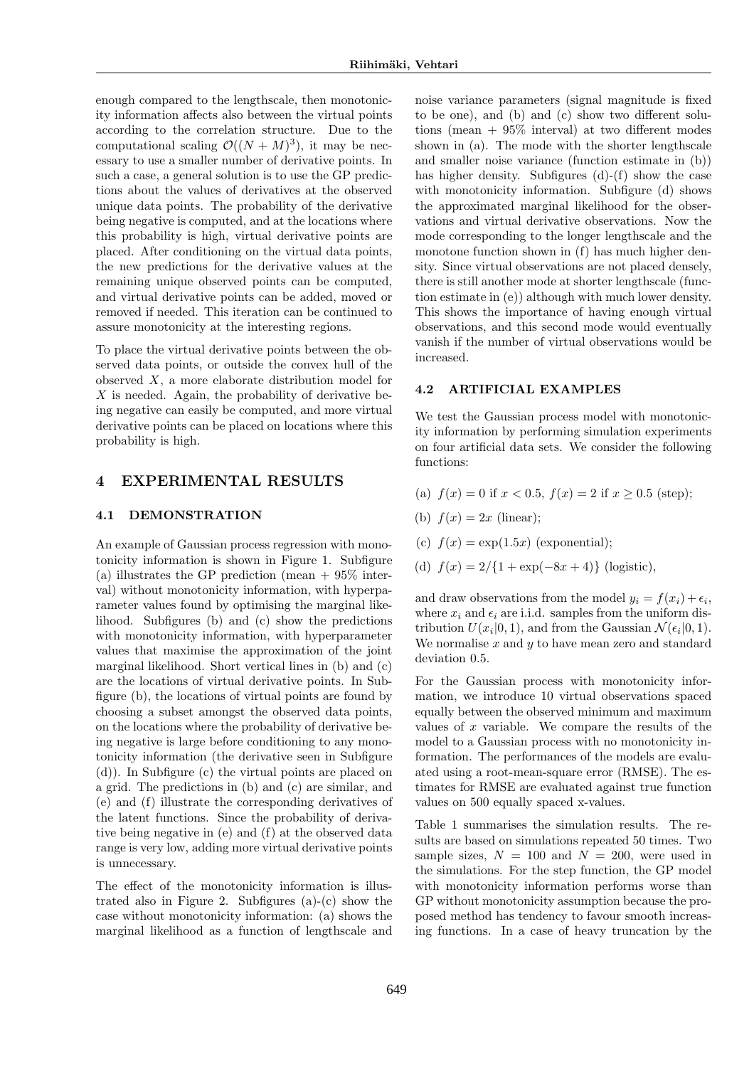enough compared to the lengthscale, then monotonicity information affects also between the virtual points according to the correlation structure. Due to the computational scaling $\mathcal{O}((N+M)^3)$, it may be necessary to use a smaller number of derivative points. In such a case, a general solution is to use the GP predictions about the values of derivatives at the observed unique data points. The probability of the derivative being negative is computed, and at the locations where this probability is high, virtual derivative points are placed. After conditioning on the virtual data points, the new predictions for the derivative values at the remaining unique observed points can be computed, and virtual derivative points can be added, moved or removed if needed. This iteration can be continued to assure monotonicity at the interesting regions.

To place the virtual derivative points between the observed data points, or outside the convex hull of the observed $X$, a more elaborate distribution model for $X$ is needed. Again, the probability of derivative being negative can easily be computed, and more virtual derivative points can be placed on locations where this probability is high.

## 4 EXPERIMENTAL RESULTS

### 4.1 DEMONSTRATION

An example of Gaussian process regression with monotonicity information is shown in Figure 1. Subfigure (a) illustrates the GP prediction (mean + 95% interval) without monotonicity information, with hyperparameter values found by optimising the marginal likelihood. Subfigures (b) and (c) show the predictions with monotonicity information, with hyperparameter values that maximise the approximation of the joint marginal likelihood. Short vertical lines in (b) and (c) are the locations of virtual derivative points. In Subfigure (b), the locations of virtual points are found by choosing a subset amongst the observed data points, on the locations where the probability of derivative being negative is large before conditioning to any monotonicity information (the derivative seen in Subfigure (d)). In Subfigure (c) the virtual points are placed on a grid. The predictions in (b) and (c) are similar, and (e) and (f) illustrate the corresponding derivatives of the latent functions. Since the probability of derivative being negative in (e) and (f) at the observed data range is very low, adding more virtual derivative points is unnecessary.

The effect of the monotonicity information is illustrated also in Figure 2. Subfigures (a)-(c) show the case without monotonicity information: (a) shows the marginal likelihood as a function of lengthscale and noise variance parameters (signal magnitude is fixed to be one), and (b) and (c) show two different solutions (mean + 95% interval) at two different modes shown in (a). The mode with the shorter lengthscale and smaller noise variance (function estimate in (b)) has higher density. Subfigures (d)-(f) show the case with monotonicity information. Subfigure (d) shows the approximated marginal likelihood for the observations and virtual derivative observations. Now the mode corresponding to the longer lengthscale and the monotone function shown in (f) has much higher density. Since virtual observations are not placed densely, there is still another mode at shorter lengthscale (function estimate in (e)) although with much lower density. This shows the importance of having enough virtual observations, and this second mode would eventually vanish if the number of virtual observations would be increased.

### 4.2 ARTIFICIAL EXAMPLES

We test the Gaussian process model with monotonicity information by performing simulation experiments on four artificial data sets. We consider the following functions:

(a) $f(x) = 0$ if $x < 0.5$, $f(x) = 2$ if $x \geq 0.5$ (step);

(b) $f(x) = 2x$ (linear);

(c) $f(x) = \exp(1.5x)$ (exponential);

(d) $f(x) = 2/\{1 + \exp(-8x + 4)\}$ (logistic),

and draw observations from the model $y_i = f(x_i) + \epsilon_i$, where $x_i$ and $\epsilon_i$ are i.i.d. samples from the uniform distribution $U(x_i|0, 1)$, and from the Gaussian $\mathcal{N}(\epsilon_i|0, 1)$. We normalise $x$ and $y$ to have mean zero and standard deviation 0.5.

For the Gaussian process with monotonicity information, we introduce 10 virtual observations spaced equally between the observed minimum and maximum values of $x$ variable. We compare the results of the model to a Gaussian process with no monotonicity information. The performances of the models are evaluated using a root-mean-square error (RMSE). The estimates for RMSE are evaluated against true function values on 500 equally spaced x-values.

Table 1 summarises the simulation results. The results are based on simulations repeated 50 times. Two sample sizes, $N = 100$ and $N = 200$, were used in the simulations. For the step function, the GP model with monotonicity information performs worse than GP without monotonicity assumption because the proposed method has tendency to favour smooth increasing functions. In a case of heavy truncation by the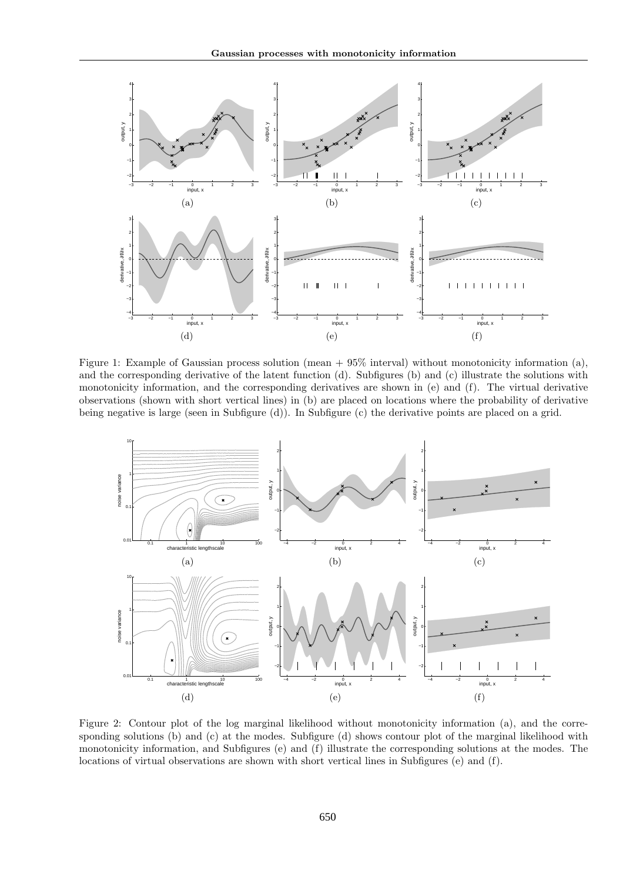Figure 1: Example of Gaussian process solution (mean + 95% interval) without monotonicity information (a), and the corresponding derivative of the latent function (d). Subfigures (b) and (c) illustrate the solutions with monotonicity information, and the corresponding derivatives are shown in (e) and (f). The virtual derivative observations (shown with short vertical lines) in (b) are placed on locations where the probability of derivative being negative is large (seen in Subfigure (d)). In Subfigure (c) the derivative points are placed on a grid.

Figure 2: Contour plot of the log marginal likelihood without monotonicity information (a), and the corresponding solutions (b) and (c) at the modes. Subfigure (d) shows contour plot of the marginal likelihood with monotonicity information, and Subfigures (e) and (f) illustrate the corresponding solutions at the modes. The locations of virtual observations are shown with short vertical lines in Subfigures (e) and (f).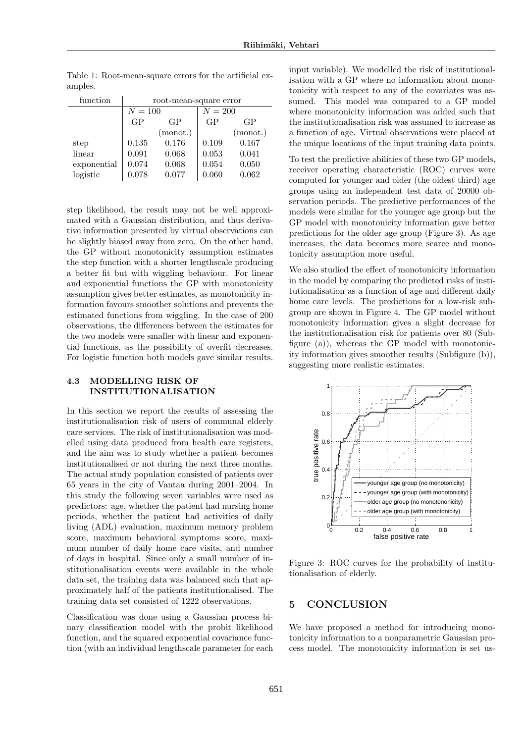Table 1: Root-mean-square errors for the artificial examples.

| function | root-mean-square error | | | |
|---|---|---|---|---|
| | $N = 100$ | | $N = 200$ | |
| | GP | GP (monot.) | GP | GP (monot.) |
| step | 0.135 | 0.176 | 0.109 | 0.167 |
| linear | 0.091 | 0.068 | 0.053 | 0.041 |
| exponential | 0.074 | 0.068 | 0.054 | 0.050 |
| logistic | 0.078 | 0.077 | 0.060 | 0.062 |

step likelihood, the result may not be well approximated with a Gaussian distribution, and thus derivative information presented by virtual observations can be slightly biased away from zero. On the other hand, the GP without monotonicity assumption estimates the step function with a shorter lengthscale producing a better fit but with wiggling behaviour. For linear and exponential functions the GP with monotonicity assumption gives better estimates, as monotonicity information favours smoother solutions and prevents the estimated functions from wiggling. In the case of 200 observations, the differences between the estimates for the two models were smaller with linear and exponential functions, as the possibility of overfit decreases. For logistic function both models gave similar results.

### 4.3 MODELLING RISK OF INSTITUTIONALISATION

In this section we report the results of assessing the institutionalisation risk of users of communal elderly care services. The risk of institutionalisation was modelled using data produced from health care registers, and the aim was to study whether a patient becomes institutionalised or not during the next three months. The actual study population consisted of patients over 65 years in the city of Vantaa during 2001–2004. In this study the following seven variables were used as predictors: age, whether the patient had nursing home periods, whether the patient had activities of daily living (ADL) evaluation, maximum memory problem score, maximum behavioral symptoms score, maximum number of daily home care visits, and number of days in hospital. Since only a small number of institutionalisation events were available in the whole data set, the training data was balanced such that approximately half of the patients institutionalised. The training data set consisted of 1222 observations.

Classification was done using a Gaussian process binary classification model with the probit likelihood function, and the squared exponential covariance function (with an individual lengthscale parameter for each input variable). We modelled the risk of institutionalisation with a GP where no information about monotonicity with respect to any of the covariates was assumed. This model was compared to a GP model where monotonicity information was added such that the institutionalisation risk was assumed to increase as a function of age. Virtual observations were placed at the unique locations of the input training data points.

To test the predictive abilities of these two GP models, receiver operating characteristic (ROC) curves were computed for younger and older (the oldest third) age groups using an independent test data of 20000 observation periods. The predictive performances of the models were similar for the younger age group but the GP model with monotonicity information gave better predictions for the older age group (Figure 3). As age increases, the data becomes more scarce and monotonicity assumption more useful.

We also studied the effect of monotonicity information in the model by comparing the predicted risks of institutionalisation as a function of age and different daily home care levels. The predictions for a low-risk subgroup are shown in Figure 4. The GP model without monotonicity information gives a slight decrease for the institutionalisation risk for patients over 80 (Subfigure (a)), whereas the GP model with monotonicity information gives smoother results (Subfigure (b)), suggesting more realistic estimates.

Figure 3: ROC curves for the probability of institutionalisation of elderly.

## 5 CONCLUSION

We have proposed a method for introducing monotonicity information to a nonparametric Gaussian process model. The monotonicity information is set us-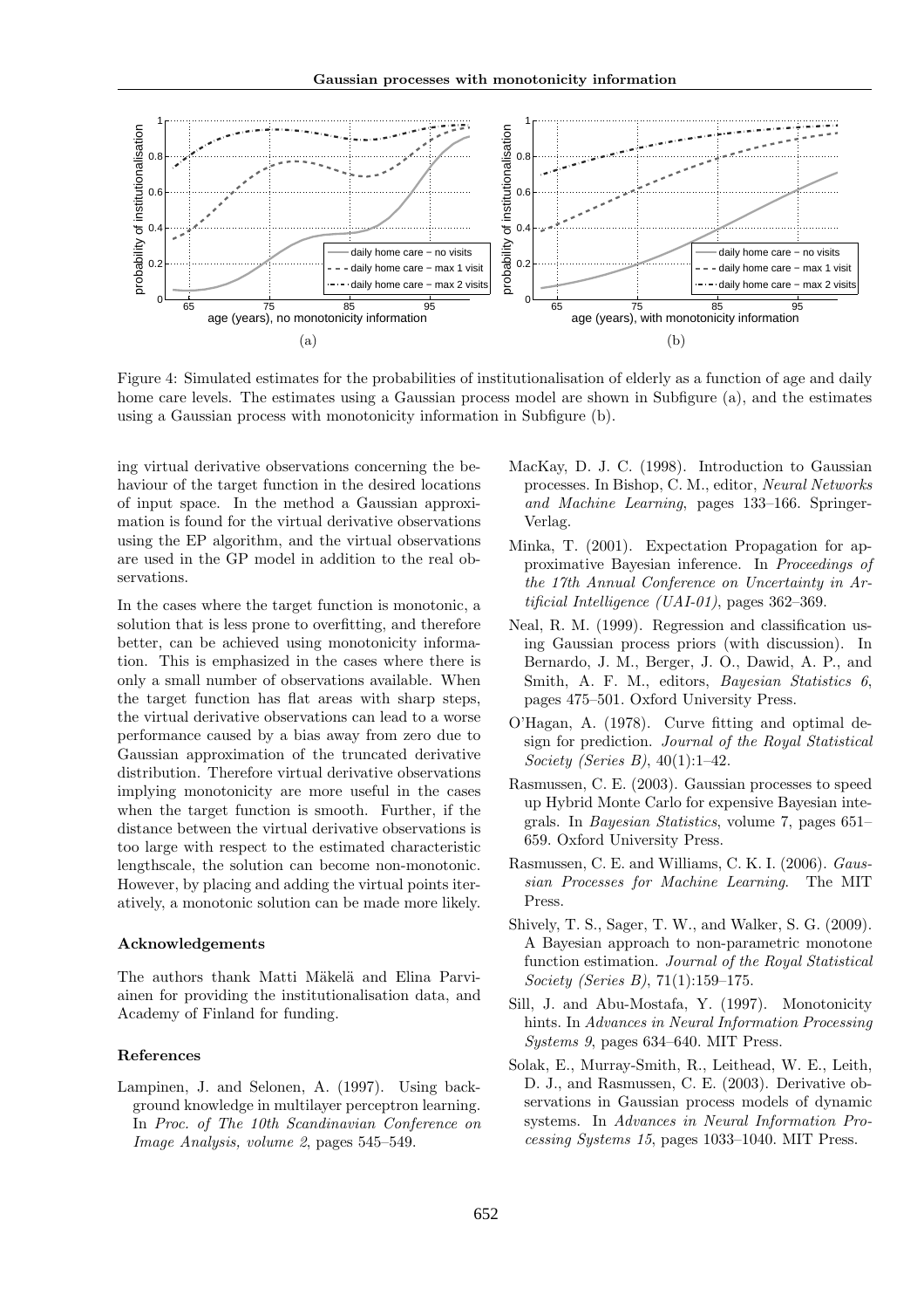probability of institutionalisation

1
0.8
0.6
0.4
0.2
0

65 75 85 95

age (years), no monotonicity information

daily home care − no visits
daily home care − max 1 visit
daily home care − max 2 visits

(a)

probability of institutionalisation

1
0.8
0.6
0.4
0.2
0

65 75 85 95

age (years), with monotonicity information

daily home care − no visits
daily home care − max 1 visit
daily home care − max 2 visits

(b)

Figure 4: Simulated estimates for the probabilities of institutionalisation of elderly as a function of age and daily home care levels. The estimates using a Gaussian process model are shown in Subfigure (a), and the estimates using a Gaussian process with monotonicity information in Subfigure (b).

ing virtual derivative observations concerning the behaviour of the target function in the desired locations of input space. In the method a Gaussian approximation is found for the virtual derivative observations using the EP algorithm, and the virtual observations are used in the GP model in addition to the real observations.

In the cases where the target function is monotonic, a solution that is less prone to overfitting, and therefore better, can be achieved using monotonicity information. This is emphasized in the cases where there is only a small number of observations available. When the target function has flat areas with sharp steps, the virtual derivative observations can lead to a worse performance caused by a bias away from zero due to Gaussian approximation of the truncated derivative distribution. Therefore virtual derivative observations implying monotonicity are more useful in the cases when the target function is smooth. Further, if the distance between the virtual derivative observations is too large with respect to the estimated characteristic lengthscale, the solution can become non-monotonic. However, by placing and adding the virtual points iteratively, a monotonic solution can be made more likely.

#### Acknowledgements

The authors thank Matti Mäkelä and Elina Parviainen for providing the institutionalisation data, and Academy of Finland for funding.

#### References

Lampinen, J. and Selonen, A. (1997). Using background knowledge in multilayer perceptron learning. In *Proc. of The 10th Scandinavian Conference on Image Analysis, volume 2*, pages 545–549.

MacKay, D. J. C. (1998). Introduction to Gaussian processes. In Bishop, C. M., editor, *Neural Networks and Machine Learning*, pages 133–166. Springer-Verlag.

Minka, T. (2001). Expectation Propagation for approximative Bayesian inference. In *Proceedings of the 17th Annual Conference on Uncertainty in Artificial Intelligence (UAI-01)*, pages 362–369.

Neal, R. M. (1999). Regression and classification using Gaussian process priors (with discussion). In Bernardo, J. M., Berger, J. O., Dawid, A. P., and Smith, A. F. M., editors, *Bayesian Statistics 6*, pages 475–501. Oxford University Press.

O'Hagan, A. (1978). Curve fitting and optimal design for prediction. *Journal of the Royal Statistical Society (Series B)*, 40(1):1–42.

Rasmussen, C. E. (2003). Gaussian processes to speed up Hybrid Monte Carlo for expensive Bayesian integrals. In *Bayesian Statistics*, volume 7, pages 651–659. Oxford University Press.

Rasmussen, C. E. and Williams, C. K. I. (2006). *Gaussian Processes for Machine Learning*. The MIT Press.

Shively, T. S., Sager, T. W., and Walker, S. G. (2009). A Bayesian approach to non-parametric monotone function estimation. *Journal of the Royal Statistical Society (Series B)*, 71(1):159–175.

Sill, J. and Abu-Mostafa, Y. (1997). Monotonicity hints. In *Advances in Neural Information Processing Systems 9*, pages 634–640. MIT Press.

Solak, E., Murray-Smith, R., Leithead, W. E., Leith, D. J., and Rasmussen, C. E. (2003). Derivative observations in Gaussian process models of dynamic systems. In *Advances in Neural Information Processing Systems 15*, pages 1033–1040. MIT Press.